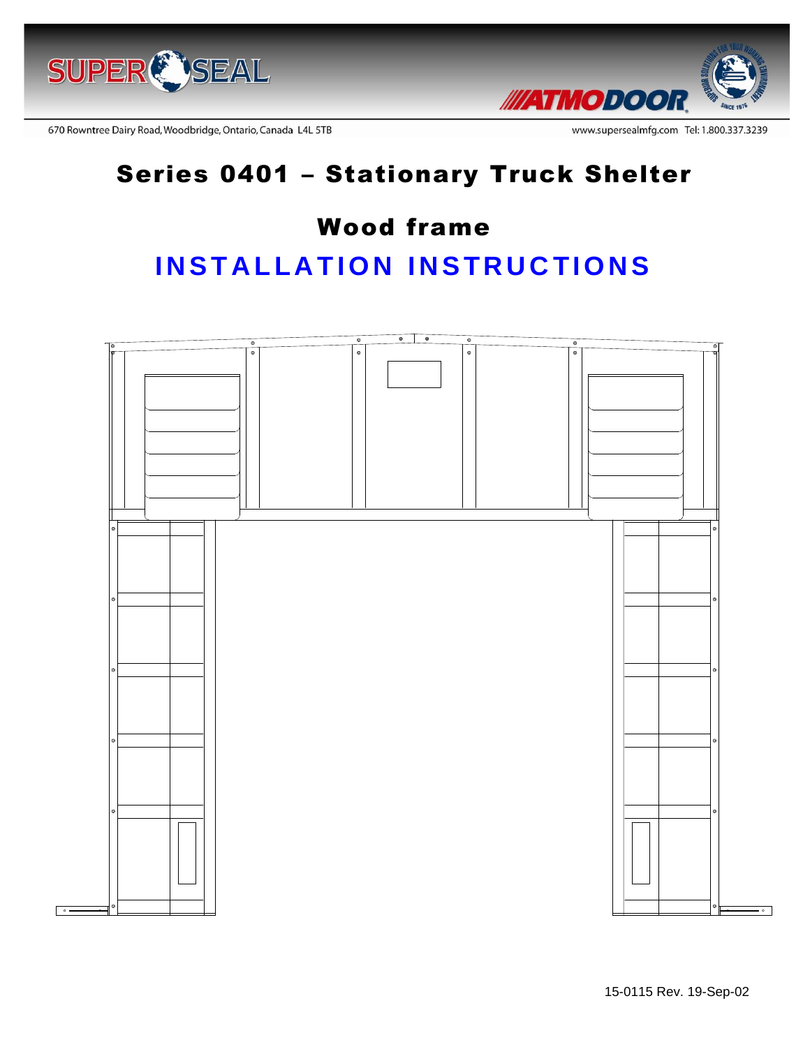670 Rowntree Dairy Road, Woodbridge, Ontario, Canada L4L 5TB

www.supersealmfg.com Tel: 1.800.337.3239

# Series 0401 – Stationary Truck Shelter

## Wood frame

## INSTALLATION INSTRUCTIONS

15-0115 Rev. 19-Sep-02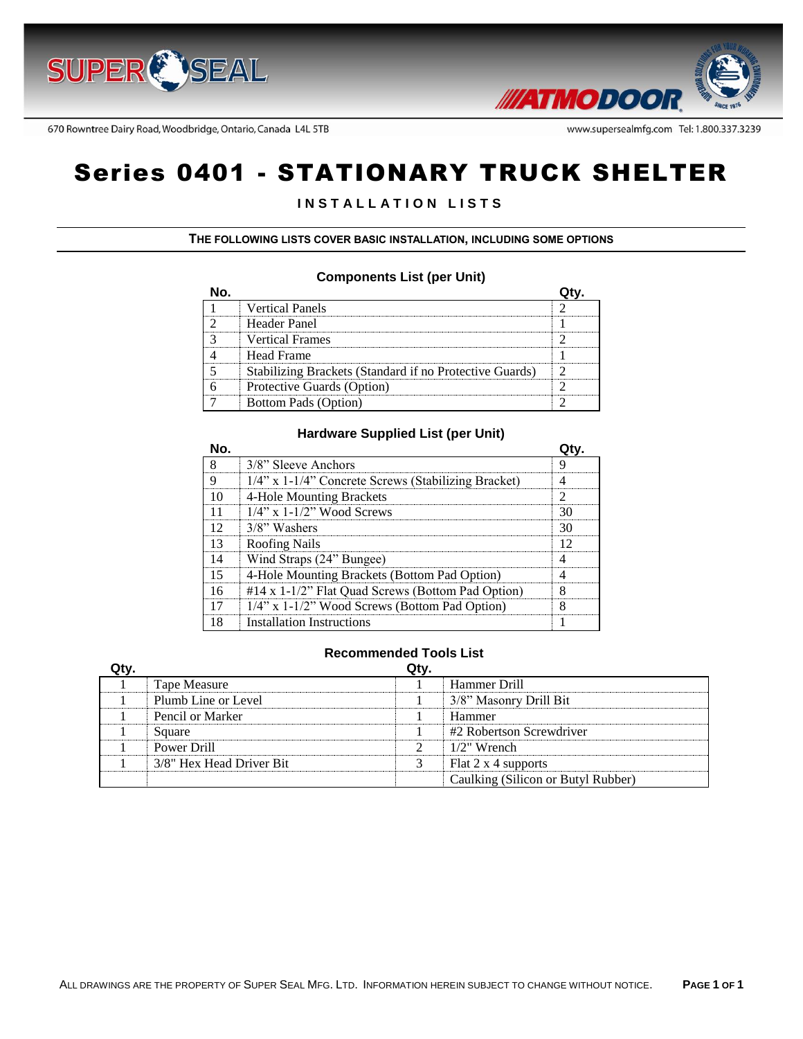# Series 0401 - STATIONARY TRUCK SHELTER

**INSTALLATION LISTS**

**THE FOLLOWING LISTS COVER BASIC INSTALLATION, INCLUDING SOME OPTIONS**

### Components List (per Unit)

| No. | | Qty. |
|---|---|---|
| 1 | Vertical Panels | 2 |
| 2 | Header Panel | 1 |
| 3 | Vertical Frames | 2 |
| 4 | Head Frame | 1 |
| 5 | Stabilizing Brackets (Standard if no Protective Guards) | 2 |
| 6 | Protective Guards (Option) | 2 |
| 7 | Bottom Pads (Option) | 2 |

### Hardware Supplied List (per Unit)

| No. | | Qty. |
|---|---|---|
| 8 | 3/8" Sleeve Anchors | 9 |
| 9 | 1/4" x 1-1/4" Concrete Screws (Stabilizing Bracket) | 4 |
| 10 | 4-Hole Mounting Brackets | 2 |
| 11 | 1/4" x 1-1/2" Wood Screws | 30 |
| 12 | 3/8" Washers | 30 |
| 13 | Roofing Nails | 12 |
| 14 | Wind Straps (24" Bungee) | 4 |
| 15 | 4-Hole Mounting Brackets (Bottom Pad Option) | 4 |
| 16 | #14 x 1-1/2" Flat Quad Screws (Bottom Pad Option) | 8 |
| 17 | 1/4" x 1-1/2" Wood Screws (Bottom Pad Option) | 8 |
| 18 | Installation Instructions | 1 |

### Recommended Tools List

| Qty. | | Qty. | |
|---|---|---|---|
| 1 | Tape Measure | 1 | Hammer Drill |
| 1 | Plumb Line or Level | 1 | 3/8" Masonry Drill Bit |
| 1 | Pencil or Marker | 1 | Hammer |
| 1 | Square | 1 | #2 Robertson Screwdriver |
| 1 | Power Drill | 2 | 1/2" Wrench |
| 1 | 3/8" Hex Head Driver Bit | 3 | Flat 2 x 4 supports |
| | | | Caulking (Silicon or Butyl Rubber) |

ALL DRAWINGS ARE THE PROPERTY OF SUPER SEAL MFG. LTD. INFORMATION HEREIN SUBJECT TO CHANGE WITHOUT NOTICE.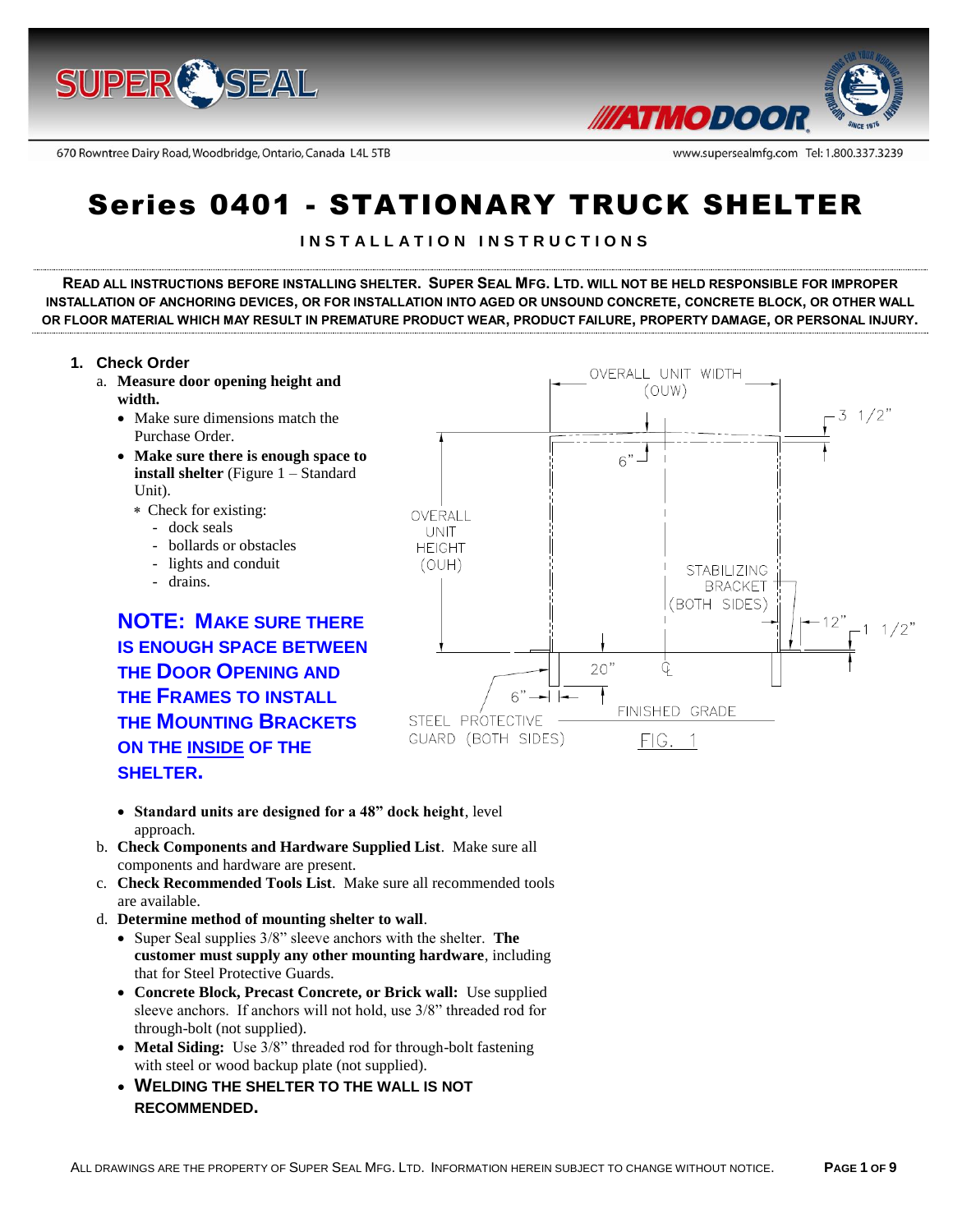# Series 0401 - STATIONARY TRUCK SHELTER

**INSTALLATION INSTRUCTIONS**

**READ ALL INSTRUCTIONS BEFORE INSTALLING SHELTER. SUPER SEAL MFG. LTD. WILL NOT BE HELD RESPONSIBLE FOR IMPROPER INSTALLATION OF ANCHORING DEVICES, OR FOR INSTALLATION INTO AGED OR UNSOUND CONCRETE, CONCRETE BLOCK, OR OTHER WALL OR FLOOR MATERIAL WHICH MAY RESULT IN PREMATURE PRODUCT WEAR, PRODUCT FAILURE, PROPERTY DAMAGE, OR PERSONAL INJURY.**

1. **Check Order**
   a. **Measure door opening height and width.**
      - Make sure dimensions match the Purchase Order.
      - **Make sure there is enough space to install shelter** (Figure 1 – Standard Unit).
        - * Check for existing:
          - dock seals
          - bollards or obstacles
          - lights and conduit
          - drains.

      **NOTE: MAKE SURE THERE IS ENOUGH SPACE BETWEEN THE DOOR OPENING AND THE FRAMES TO INSTALL THE MOUNTING BRACKETS ON THE <u>INSIDE</u> OF THE SHELTER.**

      - **Standard units are designed for a 48” dock height**, level approach.

   b. **Check Components and Hardware Supplied List**. Make sure all components and hardware are present.
   c. **Check Recommended Tools List**. Make sure all recommended tools are available.
   d. **Determine method of mounting shelter to wall**.
      - Super Seal supplies 3/8” sleeve anchors with the shelter. **The customer must supply any other mounting hardware**, including that for Steel Protective Guards.
      - **Concrete Block, Precast Concrete, or Brick wall:** Use supplied sleeve anchors. If anchors will not hold, use 3/8” threaded rod for through-bolt (not supplied).
      - **Metal Siding:** Use 3/8” threaded rod for through-bolt fastening with steel or wood backup plate (not supplied).
      - **WELDING THE SHELTER TO THE WALL IS NOT RECOMMENDED.**

OVERALL UNIT WIDTH (OUW) · 3 1/2” · 6” · OVERALL UNIT HEIGHT (OUH) · STABILIZING BRACKET (BOTH SIDES) · 12” · 1 1/2” · 20” · ℄ · 6” · STEEL PROTECTIVE GUARD (BOTH SIDES) · FINISHED GRADE

FIG. 1

ALL DRAWINGS ARE THE PROPERTY OF SUPER SEAL MFG. LTD. INFORMATION HEREIN SUBJECT TO CHANGE WITHOUT NOTICE.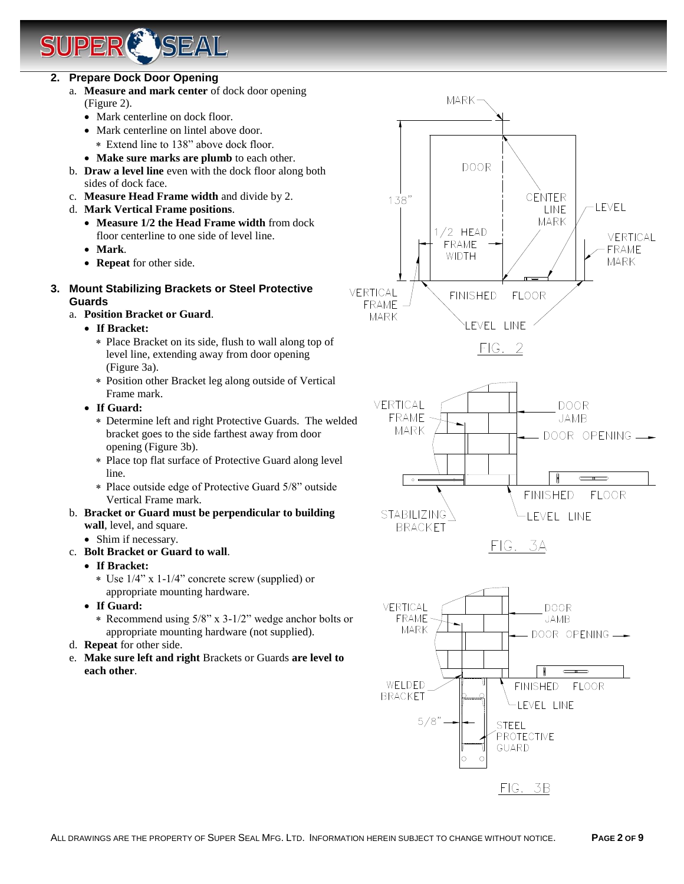## 2. Prepare Dock Door Opening

a. **Measure and mark center** of dock door opening (Figure 2).
   - Mark centerline on dock floor.
   - Mark centerline on lintel above door.
     - Extend line to 138” above dock floor.
   - **Make sure marks are plumb** to each other.

b. **Draw a level line** even with the dock floor along both sides of dock face.

c. **Measure Head Frame width** and divide by 2.

d. **Mark Vertical Frame positions**.
   - **Measure 1/2 the Head Frame width** from dock floor centerline to one side of level line.
   - **Mark**.
   - **Repeat** for other side.

## 3. Mount Stabilizing Brackets or Steel Protective Guards

a. **Position Bracket or Guard**.
   - **If Bracket:**
     - Place Bracket on its side, flush to wall along top of level line, extending away from door opening (Figure 3a).
     - Position other Bracket leg along outside of Vertical Frame mark.
   - **If Guard:**
     - Determine left and right Protective Guards. The welded bracket goes to the side farthest away from door opening (Figure 3b).
     - Place top flat surface of Protective Guard along level line.
     - Place outside edge of Protective Guard 5/8” outside Vertical Frame mark.

b. **Bracket or Guard must be perpendicular to building wall**, level, and square.
   - Shim if necessary.

c. **Bolt Bracket or Guard to wall**.
   - **If Bracket:**
     - Use 1/4” x 1-1/4” concrete screw (supplied) or appropriate mounting hardware.
   - **If Guard:**
     - Recommend using 5/8” x 3-1/2” wedge anchor bolts or appropriate mounting hardware (not supplied).

d. **Repeat** for other side.

e. **Make sure left and right** Brackets or Guards **are level to each other**.

MARK, DOOR, 138”, CENTER LINE MARK, LEVEL, 1/2 HEAD FRAME WIDTH, VERTICAL FRAME MARK, FINISHED FLOOR, LEVEL LINE

FIG. 2

VERTICAL FRAME MARK, DOOR JAMB, DOOR OPENING, FINISHED FLOOR, STABILIZING BRACKET, LEVEL LINE

FIG. 3A

VERTICAL FRAME MARK, DOOR JAMB, DOOR OPENING, WELDED BRACKET, FINISHED FLOOR, LEVEL LINE, 5/8”, STEEL PROTECTIVE GUARD

FIG. 3B

ALL DRAWINGS ARE THE PROPERTY OF SUPER SEAL MFG. LTD. INFORMATION HEREIN SUBJECT TO CHANGE WITHOUT NOTICE.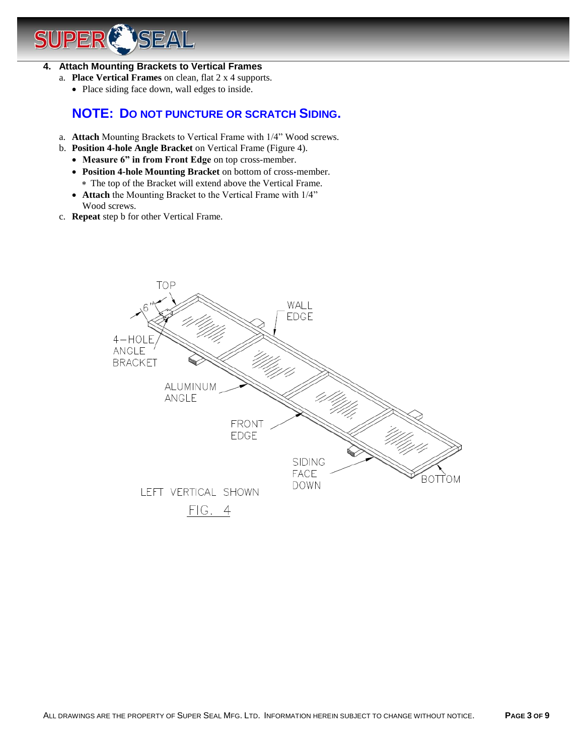## 4. Attach Mounting Brackets to Vertical Frames

a. **Place Vertical Frames** on clean, flat 2 x 4 supports.
   - Place siding face down, wall edges to inside.

### NOTE: DO NOT PUNCTURE OR SCRATCH SIDING.

a. **Attach** Mounting Brackets to Vertical Frame with 1/4" Wood screws.

b. **Position 4-hole Angle Bracket** on Vertical Frame (Figure 4).
   - **Measure 6" in from Front Edge** on top cross-member.
   - **Position 4-hole Mounting Bracket** on bottom of cross-member.
     - * The top of the Bracket will extend above the Vertical Frame.
   - **Attach** the Mounting Bracket to the Vertical Frame with 1/4" Wood screws.

c. **Repeat** step b for other Vertical Frame.

TOP
6"
WALL EDGE
4-HOLE ANGLE BRACKET
ALUMINUM ANGLE
FRONT EDGE
SIDING FACE DOWN
BOTTOM

LEFT VERTICAL SHOWN

FIG. 4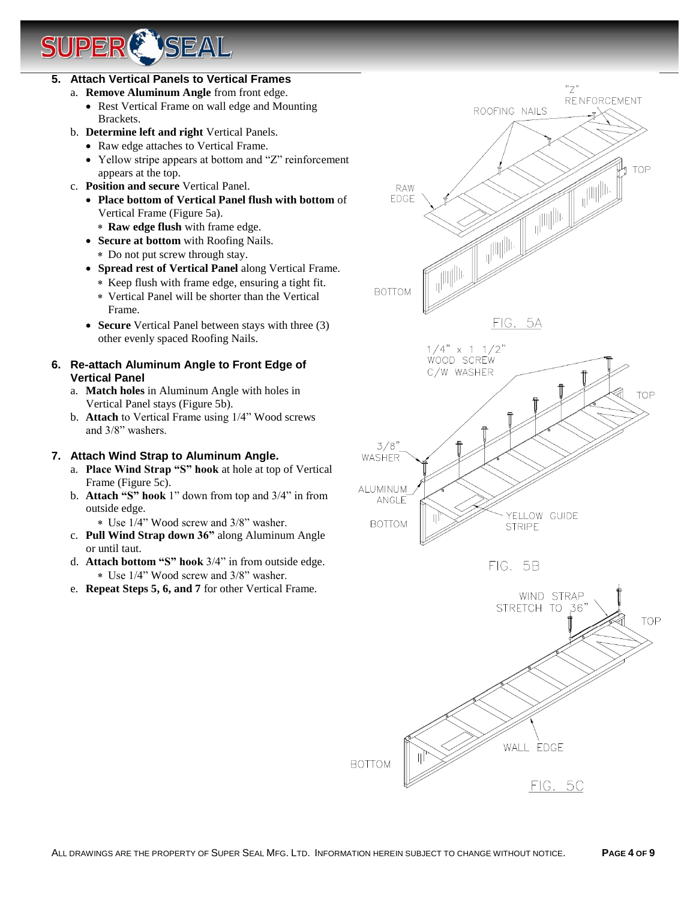## 5. Attach Vertical Panels to Vertical Frames

a. **Remove Aluminum Angle** from front edge.
   - Rest Vertical Frame on wall edge and Mounting Brackets.

b. **Determine left and right** Vertical Panels.
   - Raw edge attaches to Vertical Frame.
   - Yellow stripe appears at bottom and "Z" reinforcement appears at the top.

c. **Position and secure** Vertical Panel.
   - **Place bottom of Vertical Panel flush with bottom** of Vertical Frame (Figure 5a).
     - **Raw edge flush** with frame edge.
   - **Secure at bottom** with Roofing Nails.
     - Do not put screw through stay.
   - **Spread rest of Vertical Panel** along Vertical Frame.
     - Keep flush with frame edge, ensuring a tight fit.
     - Vertical Panel will be shorter than the Vertical Frame.
   - **Secure** Vertical Panel between stays with three (3) other evenly spaced Roofing Nails.

## 6. Re-attach Aluminum Angle to Front Edge of Vertical Panel

a. **Match holes** in Aluminum Angle with holes in Vertical Panel stays (Figure 5b).

b. **Attach** to Vertical Frame using 1/4" Wood screws and 3/8" washers.

## 7. Attach Wind Strap to Aluminum Angle.

a. **Place Wind Strap "S" hook** at hole at top of Vertical Frame (Figure 5c).

b. **Attach "S" hook** 1" down from top and 3/4" in from outside edge.
   - Use 1/4" Wood screw and 3/8" washer.

c. **Pull Wind Strap down 36"** along Aluminum Angle or until taut.

d. **Attach bottom "S" hook** 3/4" in from outside edge.
   - Use 1/4" Wood screw and 3/8" washer.

e. **Repeat Steps 5, 6, and 7** for other Vertical Frame.

"Z" REINFORCEMENT, ROOFING NAILS, TOP, RAW EDGE, BOTTOM

FIG. 5A

1/4" x 1 1/2" WOOD SCREW C/W WASHER, TOP, 3/8" WASHER, ALUMINUM ANGLE, BOTTOM, YELLOW GUIDE STRIPE

FIG. 5B

WIND STRAP STRETCH TO 36", TOP, WALL EDGE, BOTTOM

FIG. 5C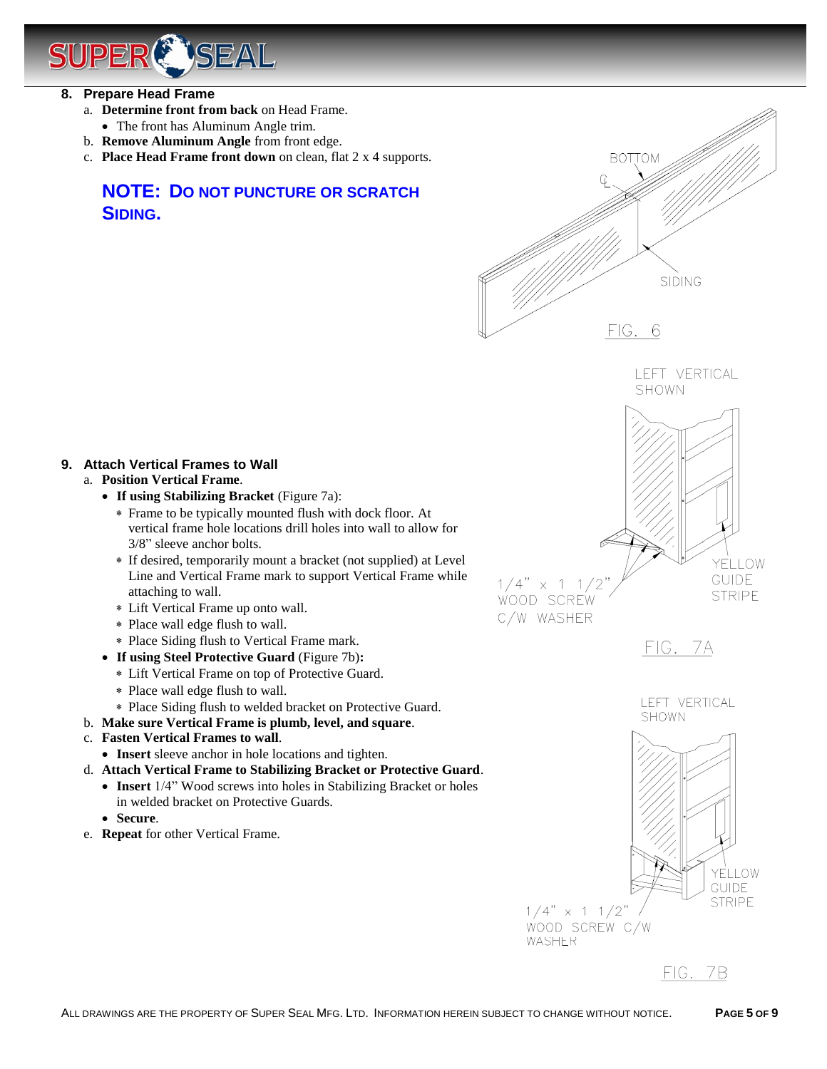## 8. Prepare Head Frame

a. **Determine front from back** on Head Frame.
   - The front has Aluminum Angle trim.

b. **Remove Aluminum Angle** from front edge.

c. **Place Head Frame front down** on clean, flat 2 x 4 supports.

**NOTE: DO NOT PUNCTURE OR SCRATCH SIDING.**

BOTTOM

℄

SIDING

FIG. 6

## 9. Attach Vertical Frames to Wall

a. **Position Vertical Frame**.
   - **If using Stabilizing Bracket** (Figure 7a):
     * Frame to be typically mounted flush with dock floor. At vertical frame hole locations drill holes into wall to allow for 3/8" sleeve anchor bolts.
     * If desired, temporarily mount a bracket (not supplied) at Level Line and Vertical Frame mark to support Vertical Frame while attaching to wall.
     * Lift Vertical Frame up onto wall.
     * Place wall edge flush to wall.
     * Place Siding flush to Vertical Frame mark.
   - **If using Steel Protective Guard** (Figure 7b)**:**
     * Lift Vertical Frame on top of Protective Guard.
     * Place wall edge flush to wall.
     * Place Siding flush to welded bracket on Protective Guard.

b. **Make sure Vertical Frame is plumb, level, and square**.

c. **Fasten Vertical Frames to wall**.
   - **Insert** sleeve anchor in hole locations and tighten.

d. **Attach Vertical Frame to Stabilizing Bracket or Protective Guard**.
   - **Insert** 1/4" Wood screws into holes in Stabilizing Bracket or holes in welded bracket on Protective Guards.
   - **Secure**.

e. **Repeat** for other Vertical Frame.

LEFT VERTICAL SHOWN

1/4" x 1 1/2" WOOD SCREW C/W WASHER

YELLOW GUIDE STRIPE

FIG. 7A

LEFT VERTICAL SHOWN

1/4" x 1 1/2" WOOD SCREW C/W WASHER

YELLOW GUIDE STRIPE

FIG. 7B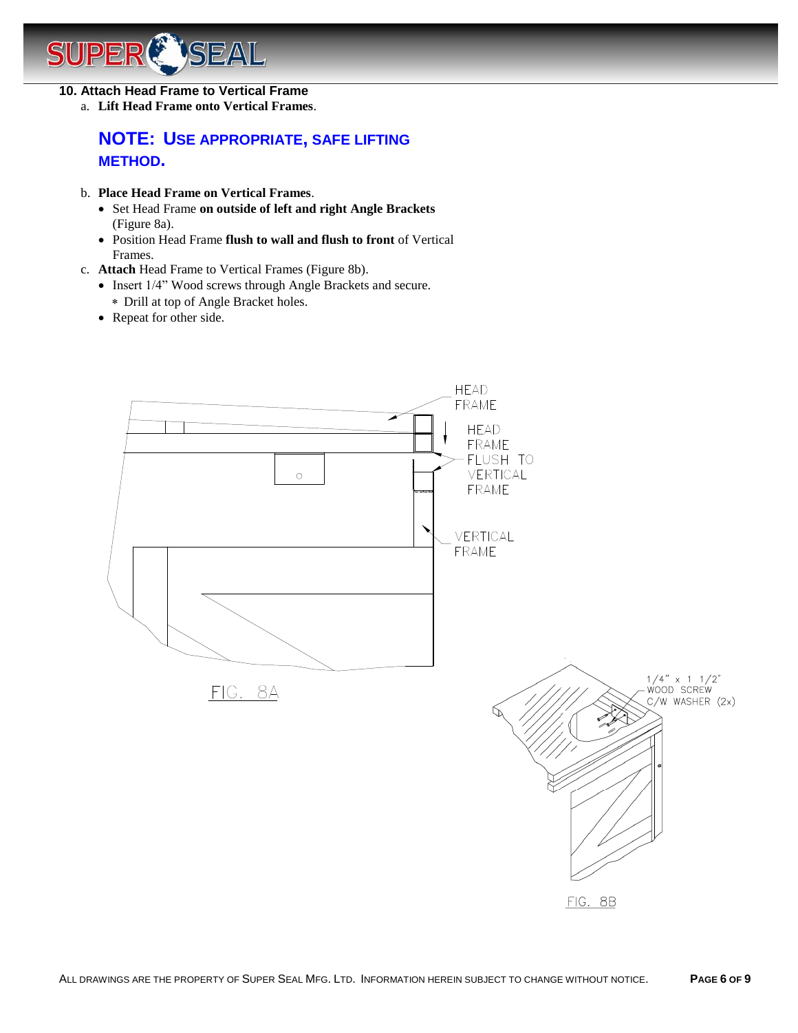## 10. Attach Head Frame to Vertical Frame

a. **Lift Head Frame onto Vertical Frames**.

**NOTE: USE APPROPRIATE, SAFE LIFTING METHOD.**

b. **Place Head Frame on Vertical Frames**.
- Set Head Frame **on outside of left and right Angle Brackets** (Figure 8a).
- Position Head Frame **flush to wall and flush to front** of Vertical Frames.

c. **Attach** Head Frame to Vertical Frames (Figure 8b).
- Insert 1/4" Wood screws through Angle Brackets and secure.
  - ∗ Drill at top of Angle Bracket holes.
- Repeat for other side.

HEAD FRAME

HEAD FRAME FLUSH TO VERTICAL FRAME

VERTICAL FRAME

FIG. 8A

1/4" x 1 1/2" WOOD SCREW C/W WASHER (2x)

FIG. 8B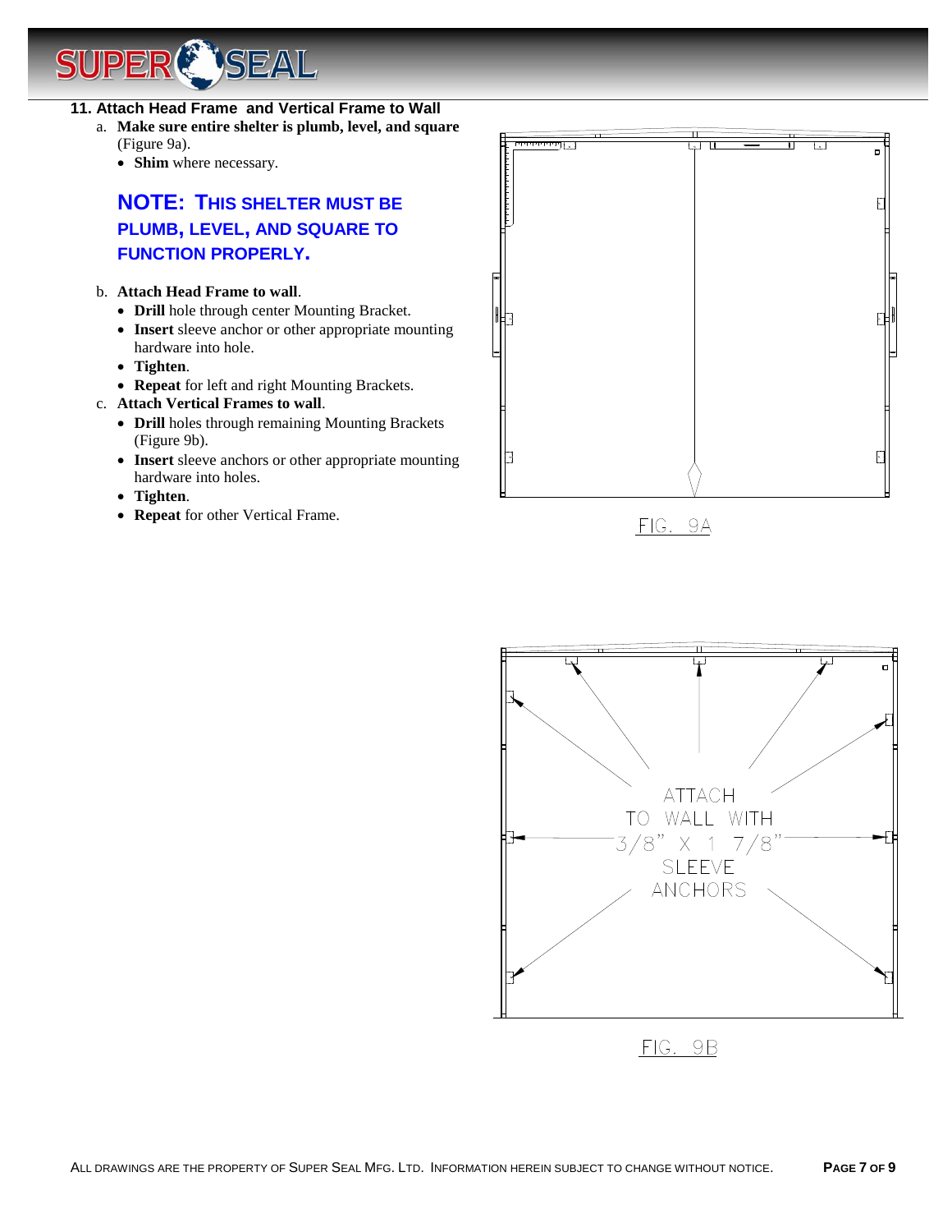## 11. Attach Head Frame and Vertical Frame to Wall

a. **Make sure entire shelter is plumb, level, and square** (Figure 9a).
   - **Shim** where necessary.

**NOTE: THIS SHELTER MUST BE PLUMB, LEVEL, AND SQUARE TO FUNCTION PROPERLY.**

b. **Attach Head Frame to wall**.
   - **Drill** hole through center Mounting Bracket.
   - **Insert** sleeve anchor or other appropriate mounting hardware into hole.
   - **Tighten**.
   - **Repeat** for left and right Mounting Brackets.

c. **Attach Vertical Frames to wall**.
   - **Drill** holes through remaining Mounting Brackets (Figure 9b).
   - **Insert** sleeve anchors or other appropriate mounting hardware into holes.
   - **Tighten**.
   - **Repeat** for other Vertical Frame.

FIG. 9A

ATTACH TO WALL WITH 3/8" X 1 7/8" SLEEVE ANCHORS

FIG. 9B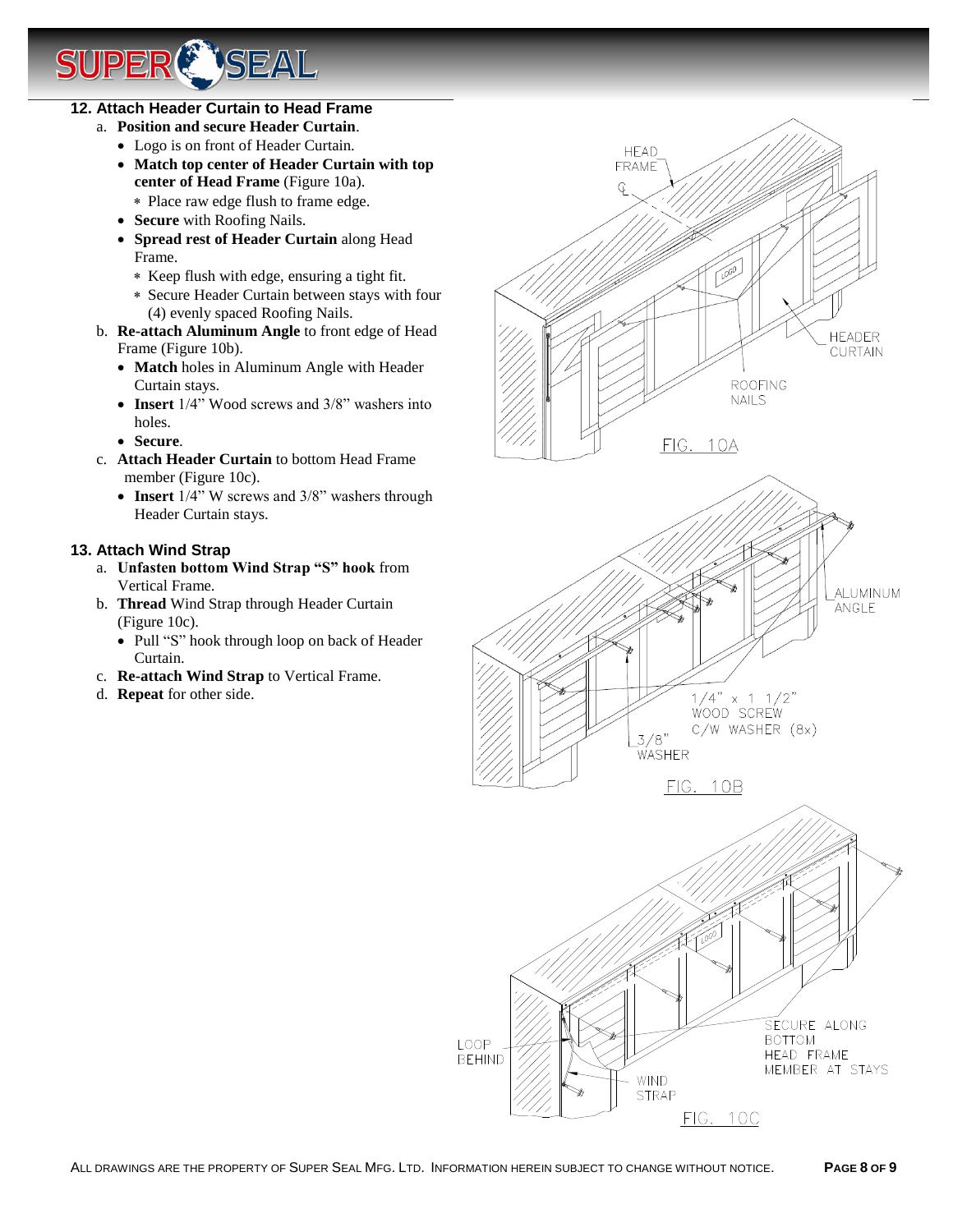## 12. Attach Header Curtain to Head Frame

a. **Position and secure Header Curtain**.
   - Logo is on front of Header Curtain.
   - **Match top center of Header Curtain with top center of Head Frame** (Figure 10a).
     - Place raw edge flush to frame edge.
   - **Secure** with Roofing Nails.
   - **Spread rest of Header Curtain** along Head Frame.
     - Keep flush with edge, ensuring a tight fit.
     - Secure Header Curtain between stays with four (4) evenly spaced Roofing Nails.

b. **Re-attach Aluminum Angle** to front edge of Head Frame (Figure 10b).
   - **Match** holes in Aluminum Angle with Header Curtain stays.
   - **Insert** 1/4" Wood screws and 3/8" washers into holes.
   - **Secure**.

c. **Attach Header Curtain** to bottom Head Frame member (Figure 10c).
   - **Insert** 1/4" W screws and 3/8" washers through Header Curtain stays.

## 13. Attach Wind Strap

a. **Unfasten bottom Wind Strap "S" hook** from Vertical Frame.

b. **Thread** Wind Strap through Header Curtain (Figure 10c).
   - Pull "S" hook through loop on back of Header Curtain.

c. **Re-attach Wind Strap** to Vertical Frame.

d. **Repeat** for other side.

FIG. 10A

FIG. 10B

FIG. 10C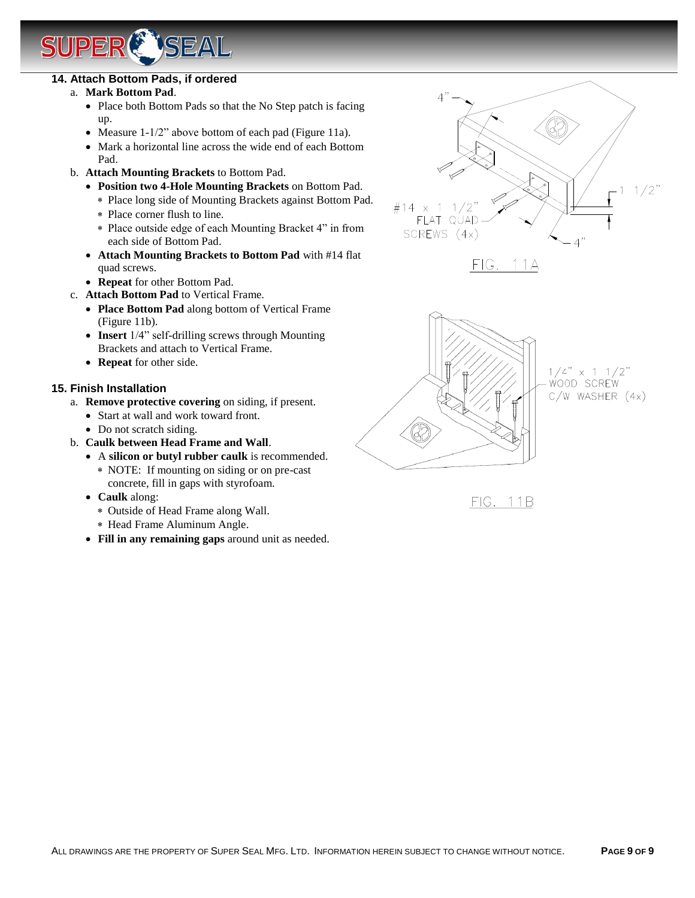### 14. Attach Bottom Pads, if ordered

a. **Mark Bottom Pad**.
- Place both Bottom Pads so that the No Step patch is facing up.
- Measure 1-1/2" above bottom of each pad (Figure 11a).
- Mark a horizontal line across the wide end of each Bottom Pad.

b. **Attach Mounting Brackets** to Bottom Pad.
- **Position two 4-Hole Mounting Brackets** on Bottom Pad.
  - Place long side of Mounting Brackets against Bottom Pad.
  - Place corner flush to line.
  - Place outside edge of each Mounting Bracket 4" in from each side of Bottom Pad.
- **Attach Mounting Brackets to Bottom Pad** with #14 flat quad screws.
- **Repeat** for other Bottom Pad.

c. **Attach Bottom Pad** to Vertical Frame.
- **Place Bottom Pad** along bottom of Vertical Frame (Figure 11b).
- **Insert** 1/4" self-drilling screws through Mounting Brackets and attach to Vertical Frame.
- **Repeat** for other side.

4"

1 1/2"

#14 x 1 1/2" FLAT QUAD SCREWS (4x)

4"

FIG. 11A

1/4" x 1 1/2" WOOD SCREW C/W WASHER (4x)

FIG. 11B

### 15. Finish Installation

a. **Remove protective covering** on siding, if present.
- Start at wall and work toward front.
- Do not scratch siding.

b. **Caulk between Head Frame and Wall**.
- A **silicon or butyl rubber caulk** is recommended.
  - NOTE: If mounting on siding or on pre-cast concrete, fill in gaps with styrofoam.
- **Caulk** along:
  - Outside of Head Frame along Wall.
  - Head Frame Aluminum Angle.
- **Fill in any remaining gaps** around unit as needed.